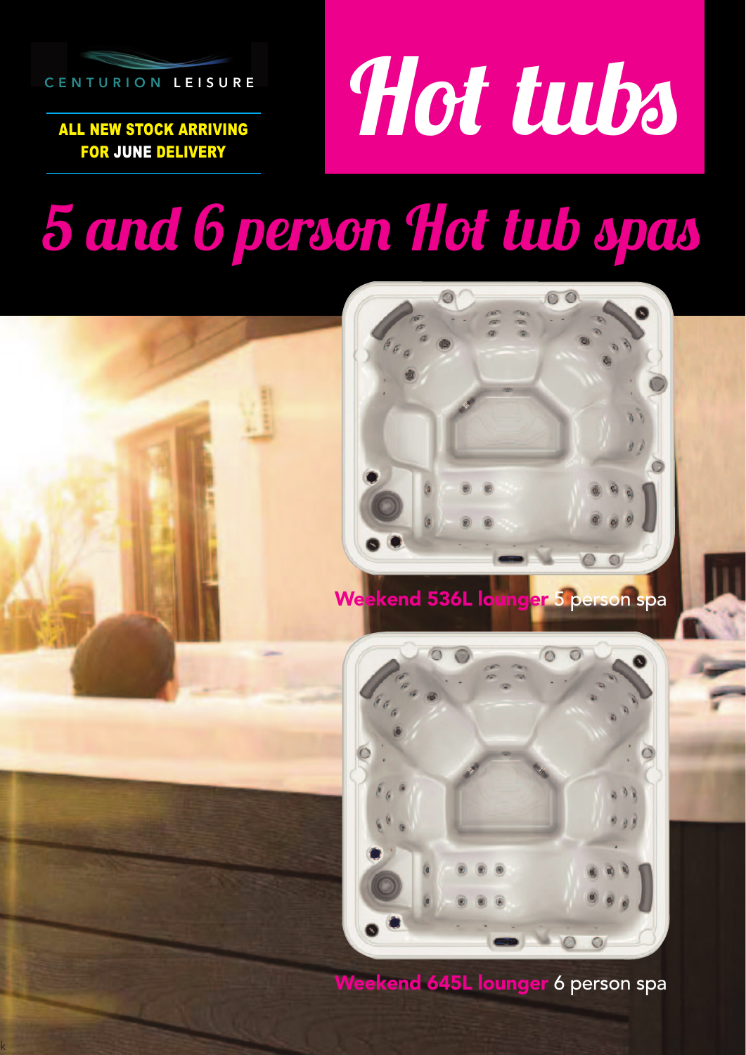CENTURION LEISURE

**ALL NEW STOCK ARRIVING FOR JUNE DELIVERY**

# Hot tubs

## 5 and 6 person Hot tub spas

**Weekend 536L lounger** 5 person spa

**Weekend 645L lounger** 6 person spa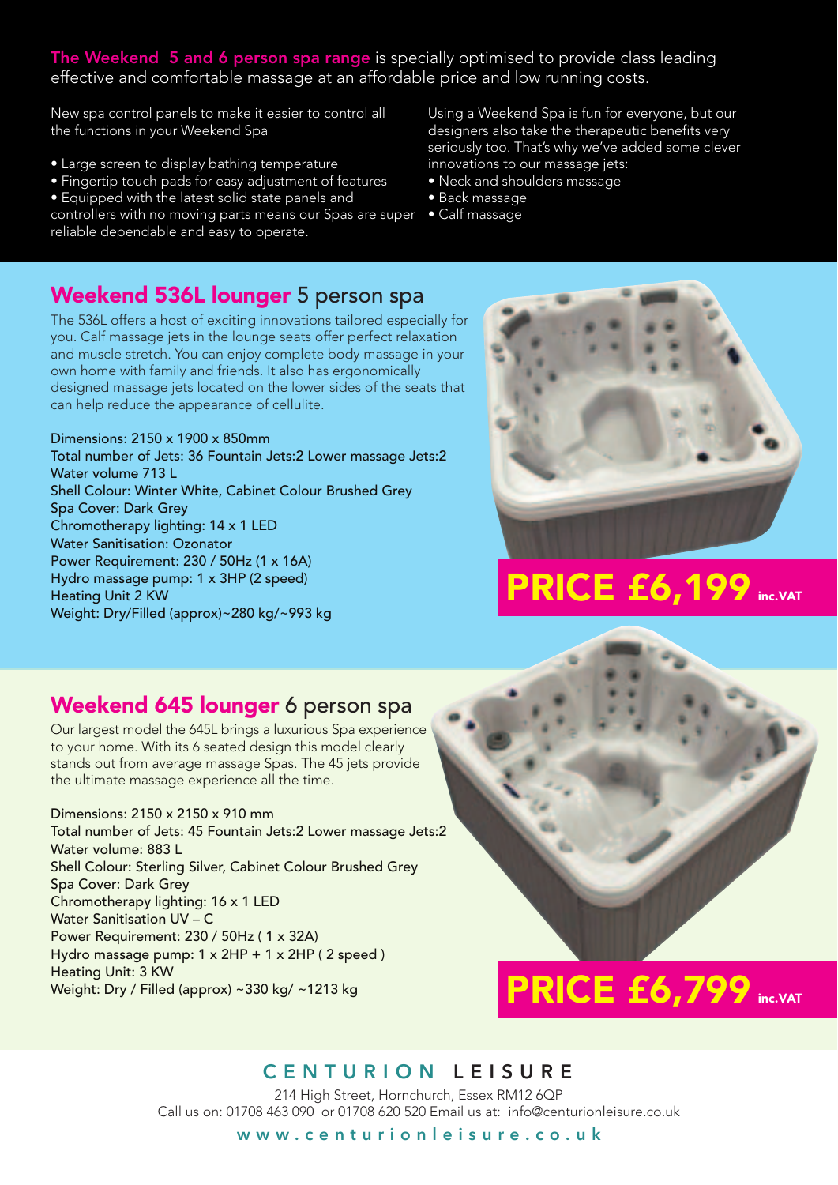**The Weekend 5 and 6 person spa range** is specially optimised to provide class leading effective and comfortable massage at an affordable price and low running costs.

New spa control panels to make it easier to control all the functions in your Weekend Spa

- Large screen to display bathing temperature
- Fingertip touch pads for easy adjustment of features
- Equipped with the latest solid state panels and controllers with no moving parts means our Spas are super reliable dependable and easy to operate.

Using a Weekend Spa is fun for everyone, but our designers also take the therapeutic benefits very seriously too. That's why we've added some clever innovations to our massage jets:

- Neck and shoulders massage
- Back massage
- Calf massage

## Weekend 536L lounger 5 person spa

The 536L offers a host of exciting innovations tailored especially for you. Calf massage jets in the lounge seats offer perfect relaxation and muscle stretch. You can enjoy complete body massage in your own home with family and friends. It also has ergonomically designed massage jets located on the lower sides of the seats that can help reduce the appearance of cellulite.

Dimensions: 2150 x 1900 x 850mm
Total number of Jets: 36 Fountain Jets:2 Lower massage Jets:2
Water volume 713 L
Shell Colour: Winter White, Cabinet Colour Brushed Grey
Spa Cover: Dark Grey
Chromotherapy lighting: 14 x 1 LED
Water Sanitisation: Ozonator
Power Requirement: 230 / 50Hz (1 x 16A)
Hydro massage pump: 1 x 3HP (2 speed)
Heating Unit 2 KW
Weight: Dry/Filled (approx)~280 kg/~993 kg

**PRICE £6,199** inc.VAT

## Weekend 645 lounger 6 person spa

Our largest model the 645L brings a luxurious Spa experience to your home. With its 6 seated design this model clearly stands out from average massage Spas. The 45 jets provide the ultimate massage experience all the time.

Dimensions: 2150 x 2150 x 910 mm
Total number of Jets: 45 Fountain Jets:2 Lower massage Jets:2
Water volume: 883 L
Shell Colour: Sterling Silver, Cabinet Colour Brushed Grey
Spa Cover: Dark Grey
Chromotherapy lighting: 16 x 1 LED
Water Sanitisation UV – C
Power Requirement: 230 / 50Hz ( 1 x 32A)
Hydro massage pump: 1 x 2HP + 1 x 2HP ( 2 speed )
Heating Unit: 3 KW
Weight: Dry / Filled (approx) ~330 kg/ ~1213 kg

**PRICE £6,799** inc.VAT

CENTURION LEISURE
214 High Street, Hornchurch, Essex RM12 6QP
Call us on: 01708 463 090 or 01708 620 520 Email us at: info@centurionleisure.co.uk
www.centurionleisure.co.uk